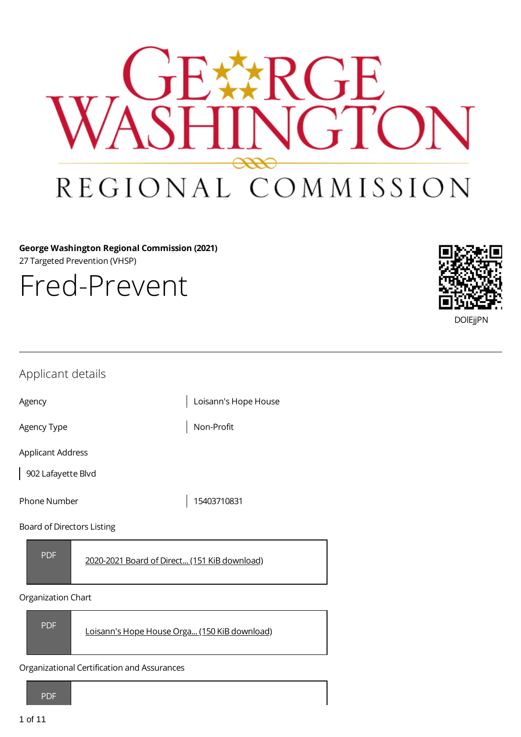George Washington Regional Commission

**George Washington Regional Commission (2021)**

27 Targeted Prevention (VHSP)

# Fred-Prevent

DOIEjjPN

## Applicant details

| | |
|---|---|
| Agency | Loisann's Hope House |
| Agency Type | Non-Profit |

Applicant Address

902 Lafayette Blvd

| | |
|---|---|
| Phone Number | 15403710831 |

Board of Directors Listing

PDF [2020-2021 Board of Direct... (151 KiB download)]

Organization Chart

PDF [Loisann's Hope House Orga... (150 KiB download)]

Organizational Certification and Assurances

PDF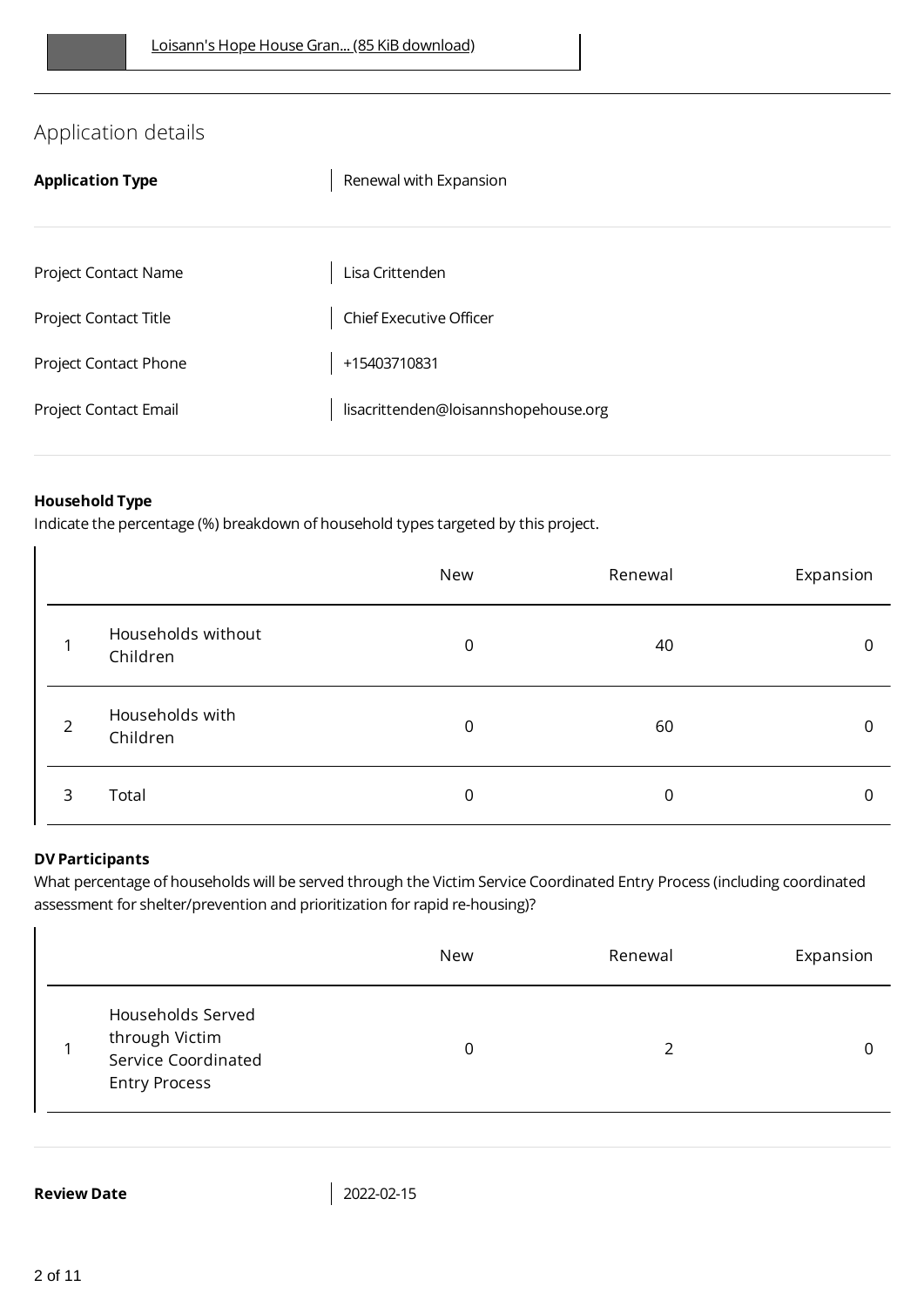Loisann's Hope House Gran... (85 KiB download)

## Application details

| | |
|---|---|
| **Application Type** | Renewal with Expansion |

| | |
|---|---|
| Project Contact Name | Lisa Crittenden |
| Project Contact Title | Chief Executive Officer |
| Project Contact Phone | +15403710831 |
| Project Contact Email | lisacrittenden@loisannshopehouse.org |

**Household Type**

Indicate the percentage (%) breakdown of household types targeted by this project.

| | | New | Renewal | Expansion |
|---|---|---|---|---|
| 1 | Households without Children | 0 | 40 | 0 |
| 2 | Households with Children | 0 | 60 | 0 |
| 3 | Total | 0 | 0 | 0 |

**DV Participants**

What percentage of households will be served through the Victim Service Coordinated Entry Process (including coordinated assessment for shelter/prevention and prioritization for rapid re-housing)?

| | | New | Renewal | Expansion |
|---|---|---|---|---|
| 1 | Households Served through Victim Service Coordinated Entry Process | 0 | 2 | 0 |

| | |
|---|---|
| **Review Date** | 2022-02-15 |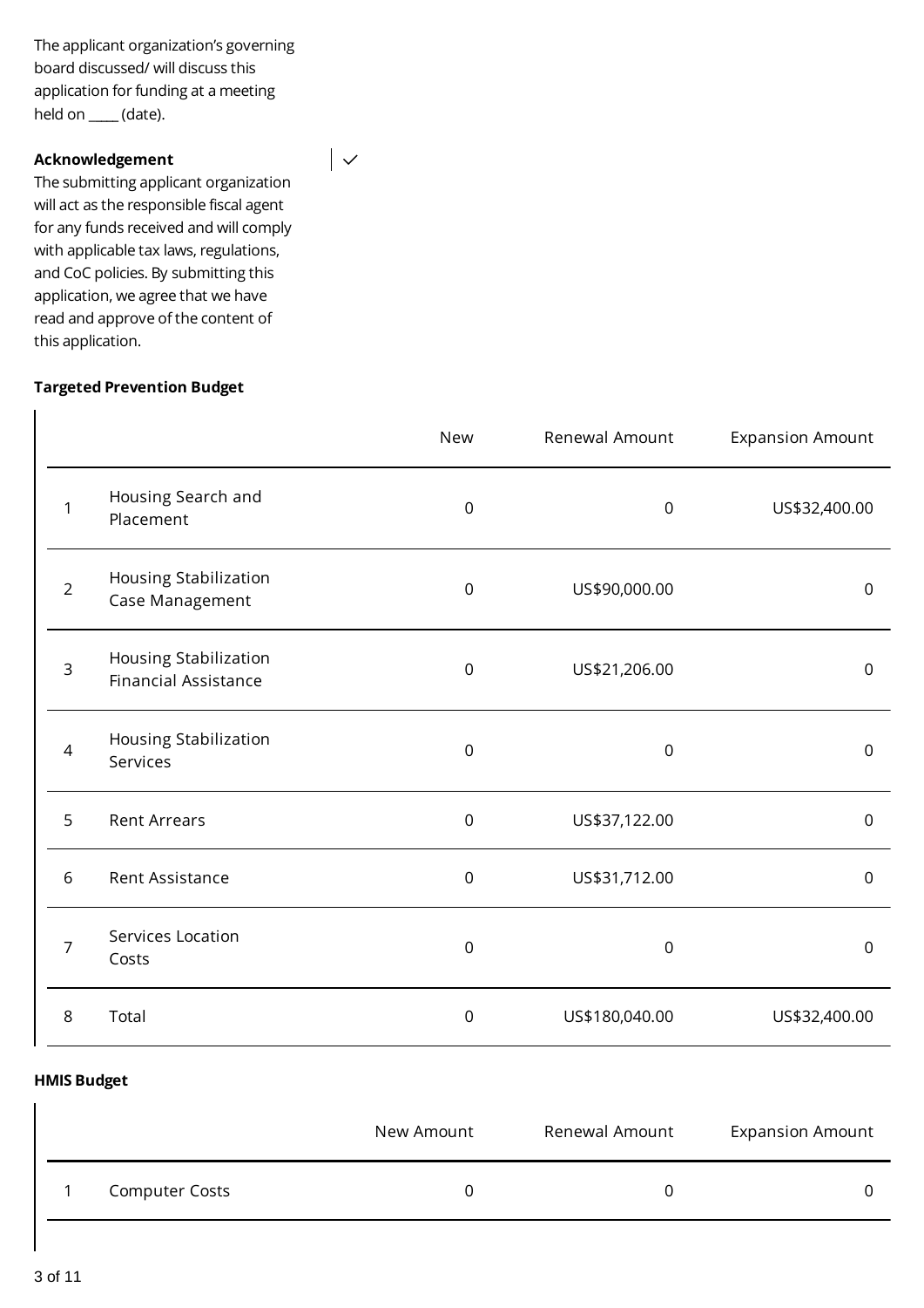The applicant organization's governing board discussed/ will discuss this application for funding at a meeting held on ____ (date).

**Acknowledgement**

The submitting applicant organization will act as the responsible fiscal agent for any funds received and will comply with applicable tax laws, regulations, and CoC policies. By submitting this application, we agree that we have read and approve of the content of this application.

✓

**Targeted Prevention Budget**

| | | New | Renewal Amount | Expansion Amount |
|---|---|---|---|---|
| 1 | Housing Search and Placement | 0 | 0 | US$32,400.00 |
| 2 | Housing Stabilization Case Management | 0 | US$90,000.00 | 0 |
| 3 | Housing Stabilization Financial Assistance | 0 | US$21,206.00 | 0 |
| 4 | Housing Stabilization Services | 0 | 0 | 0 |
| 5 | Rent Arrears | 0 | US$37,122.00 | 0 |
| 6 | Rent Assistance | 0 | US$31,712.00 | 0 |
| 7 | Services Location Costs | 0 | 0 | 0 |
| 8 | Total | 0 | US$180,040.00 | US$32,400.00 |

**HMIS Budget**

| | | New Amount | Renewal Amount | Expansion Amount |
|---|---|---|---|---|
| 1 | Computer Costs | 0 | 0 | 0 |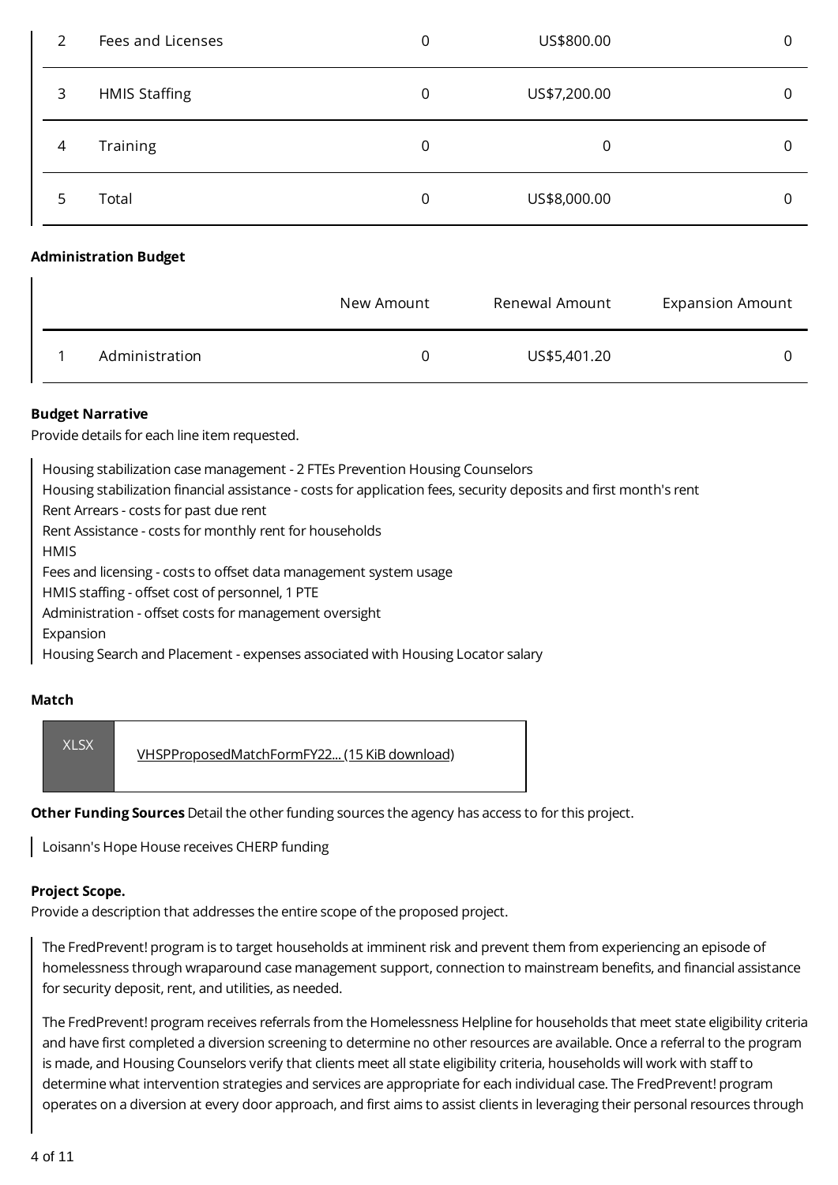| | | | | |
|---|---|---|---|---|
| 2 | Fees and Licenses | 0 | US$800.00 | 0 |
| 3 | HMIS Staffing | 0 | US$7,200.00 | 0 |
| 4 | Training | 0 | 0 | 0 |
| 5 | Total | 0 | US$8,000.00 | 0 |

**Administration Budget**

| | | New Amount | Renewal Amount | Expansion Amount |
|---|---|---|---|---|
| 1 | Administration | 0 | US$5,401.20 | 0 |

**Budget Narrative**

Provide details for each line item requested.

Housing stabilization case management - 2 FTEs Prevention Housing Counselors
Housing stabilization financial assistance - costs for application fees, security deposits and first month's rent
Rent Arrears - costs for past due rent
Rent Assistance - costs for monthly rent for households
HMIS
Fees and licensing - costs to offset data management system usage
HMIS staffing - offset cost of personnel, 1 PTE
Administration - offset costs for management oversight
Expansion
Housing Search and Placement - expenses associated with Housing Locator salary

**Match**

XLSX — VHSPProposedMatchFormFY22... (15 KiB download)

**Other Funding Sources** Detail the other funding sources the agency has access to for this project.

Loisann's Hope House receives CHERP funding

**Project Scope.**

Provide a description that addresses the entire scope of the proposed project.

The FredPrevent! program is to target households at imminent risk and prevent them from experiencing an episode of homelessness through wraparound case management support, connection to mainstream benefits, and financial assistance for security deposit, rent, and utilities, as needed.

The FredPrevent! program receives referrals from the Homelessness Helpline for households that meet state eligibility criteria and have first completed a diversion screening to determine no other resources are available. Once a referral to the program is made, and Housing Counselors verify that clients meet all state eligibility criteria, households will work with staff to determine what intervention strategies and services are appropriate for each individual case. The FredPrevent! program operates on a diversion at every door approach, and first aims to assist clients in leveraging their personal resources through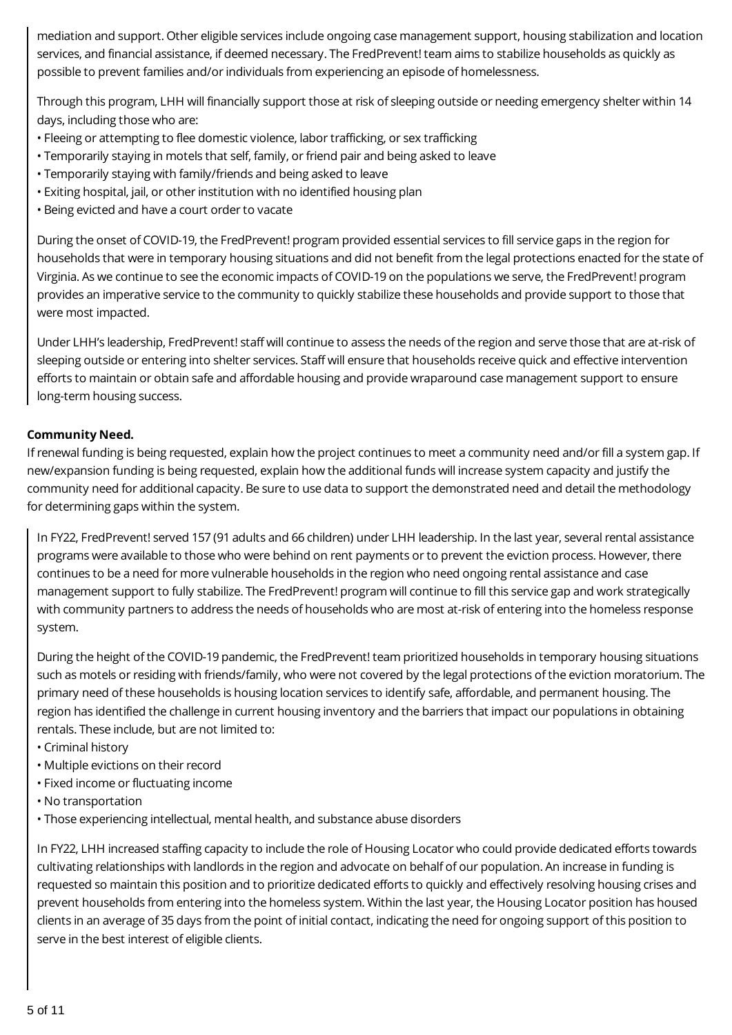mediation and support. Other eligible services include ongoing case management support, housing stabilization and location services, and financial assistance, if deemed necessary. The FredPrevent! team aims to stabilize households as quickly as possible to prevent families and/or individuals from experiencing an episode of homelessness.

Through this program, LHH will financially support those at risk of sleeping outside or needing emergency shelter within 14 days, including those who are:

- Fleeing or attempting to flee domestic violence, labor trafficking, or sex trafficking
- Temporarily staying in motels that self, family, or friend pair and being asked to leave
- Temporarily staying with family/friends and being asked to leave
- Exiting hospital, jail, or other institution with no identified housing plan
- Being evicted and have a court order to vacate

During the onset of COVID-19, the FredPrevent! program provided essential services to fill service gaps in the region for households that were in temporary housing situations and did not benefit from the legal protections enacted for the state of Virginia. As we continue to see the economic impacts of COVID-19 on the populations we serve, the FredPrevent! program provides an imperative service to the community to quickly stabilize these households and provide support to those that were most impacted.

Under LHH's leadership, FredPrevent! staff will continue to assess the needs of the region and serve those that are at-risk of sleeping outside or entering into shelter services. Staff will ensure that households receive quick and effective intervention efforts to maintain or obtain safe and affordable housing and provide wraparound case management support to ensure long-term housing success.

**Community Need.**

If renewal funding is being requested, explain how the project continues to meet a community need and/or fill a system gap. If new/expansion funding is being requested, explain how the additional funds will increase system capacity and justify the community need for additional capacity. Be sure to use data to support the demonstrated need and detail the methodology for determining gaps within the system.

In FY22, FredPrevent! served 157 (91 adults and 66 children) under LHH leadership. In the last year, several rental assistance programs were available to those who were behind on rent payments or to prevent the eviction process. However, there continues to be a need for more vulnerable households in the region who need ongoing rental assistance and case management support to fully stabilize. The FredPrevent! program will continue to fill this service gap and work strategically with community partners to address the needs of households who are most at-risk of entering into the homeless response system.

During the height of the COVID-19 pandemic, the FredPrevent! team prioritized households in temporary housing situations such as motels or residing with friends/family, who were not covered by the legal protections of the eviction moratorium. The primary need of these households is housing location services to identify safe, affordable, and permanent housing. The region has identified the challenge in current housing inventory and the barriers that impact our populations in obtaining rentals. These include, but are not limited to:

- Criminal history
- Multiple evictions on their record
- Fixed income or fluctuating income
- No transportation
- Those experiencing intellectual, mental health, and substance abuse disorders

In FY22, LHH increased staffing capacity to include the role of Housing Locator who could provide dedicated efforts towards cultivating relationships with landlords in the region and advocate on behalf of our population. An increase in funding is requested so maintain this position and to prioritize dedicated efforts to quickly and effectively resolving housing crises and prevent households from entering into the homeless system. Within the last year, the Housing Locator position has housed clients in an average of 35 days from the point of initial contact, indicating the need for ongoing support of this position to serve in the best interest of eligible clients.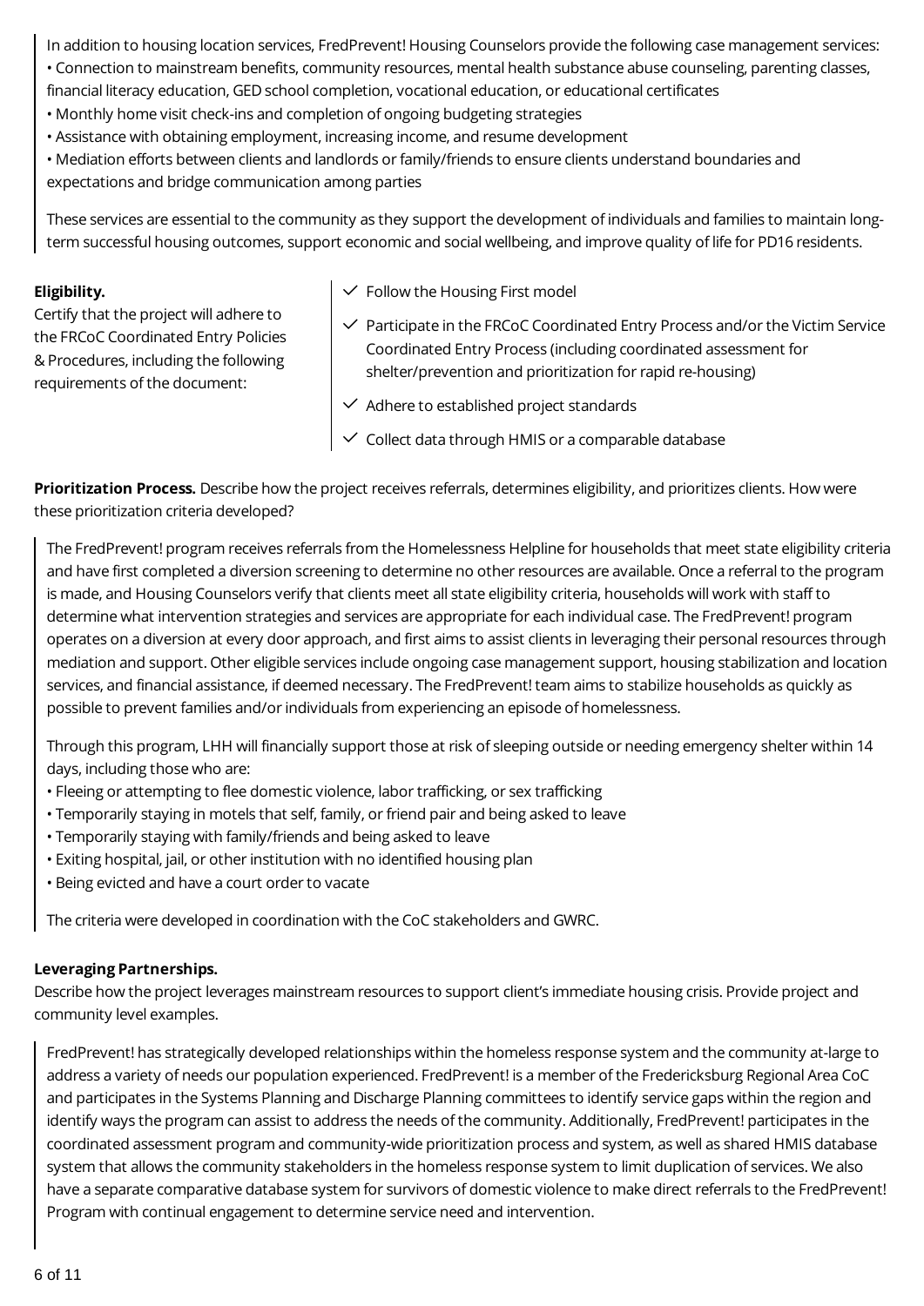In addition to housing location services, FredPrevent! Housing Counselors provide the following case management services:

• Connection to mainstream benefits, community resources, mental health substance abuse counseling, parenting classes, financial literacy education, GED school completion, vocational education, or educational certificates
• Monthly home visit check-ins and completion of ongoing budgeting strategies
• Assistance with obtaining employment, increasing income, and resume development
• Mediation efforts between clients and landlords or family/friends to ensure clients understand boundaries and expectations and bridge communication among parties

These services are essential to the community as they support the development of individuals and families to maintain long-term successful housing outcomes, support economic and social wellbeing, and improve quality of life for PD16 residents.

**Eligibility.**

Certify that the project will adhere to the FRCoC Coordinated Entry Policies & Procedures, including the following requirements of the document:

- ✓ Follow the Housing First model
- ✓ Participate in the FRCoC Coordinated Entry Process and/or the Victim Service Coordinated Entry Process (including coordinated assessment for shelter/prevention and prioritization for rapid re-housing)
- ✓ Adhere to established project standards
- ✓ Collect data through HMIS or a comparable database

**Prioritization Process.** Describe how the project receives referrals, determines eligibility, and prioritizes clients. How were these prioritization criteria developed?

The FredPrevent! program receives referrals from the Homelessness Helpline for households that meet state eligibility criteria and have first completed a diversion screening to determine no other resources are available. Once a referral to the program is made, and Housing Counselors verify that clients meet all state eligibility criteria, households will work with staff to determine what intervention strategies and services are appropriate for each individual case. The FredPrevent! program operates on a diversion at every door approach, and first aims to assist clients in leveraging their personal resources through mediation and support. Other eligible services include ongoing case management support, housing stabilization and location services, and financial assistance, if deemed necessary. The FredPrevent! team aims to stabilize households as quickly as possible to prevent families and/or individuals from experiencing an episode of homelessness.

Through this program, LHH will financially support those at risk of sleeping outside or needing emergency shelter within 14 days, including those who are:

• Fleeing or attempting to flee domestic violence, labor trafficking, or sex trafficking
• Temporarily staying in motels that self, family, or friend pair and being asked to leave
• Temporarily staying with family/friends and being asked to leave
• Exiting hospital, jail, or other institution with no identified housing plan
• Being evicted and have a court order to vacate

The criteria were developed in coordination with the CoC stakeholders and GWRC.

**Leveraging Partnerships.**

Describe how the project leverages mainstream resources to support client's immediate housing crisis. Provide project and community level examples.

FredPrevent! has strategically developed relationships within the homeless response system and the community at-large to address a variety of needs our population experienced. FredPrevent! is a member of the Fredericksburg Regional Area CoC and participates in the Systems Planning and Discharge Planning committees to identify service gaps within the region and identify ways the program can assist to address the needs of the community. Additionally, FredPrevent! participates in the coordinated assessment program and community-wide prioritization process and system, as well as shared HMIS database system that allows the community stakeholders in the homeless response system to limit duplication of services. We also have a separate comparative database system for survivors of domestic violence to make direct referrals to the FredPrevent! Program with continual engagement to determine service need and intervention.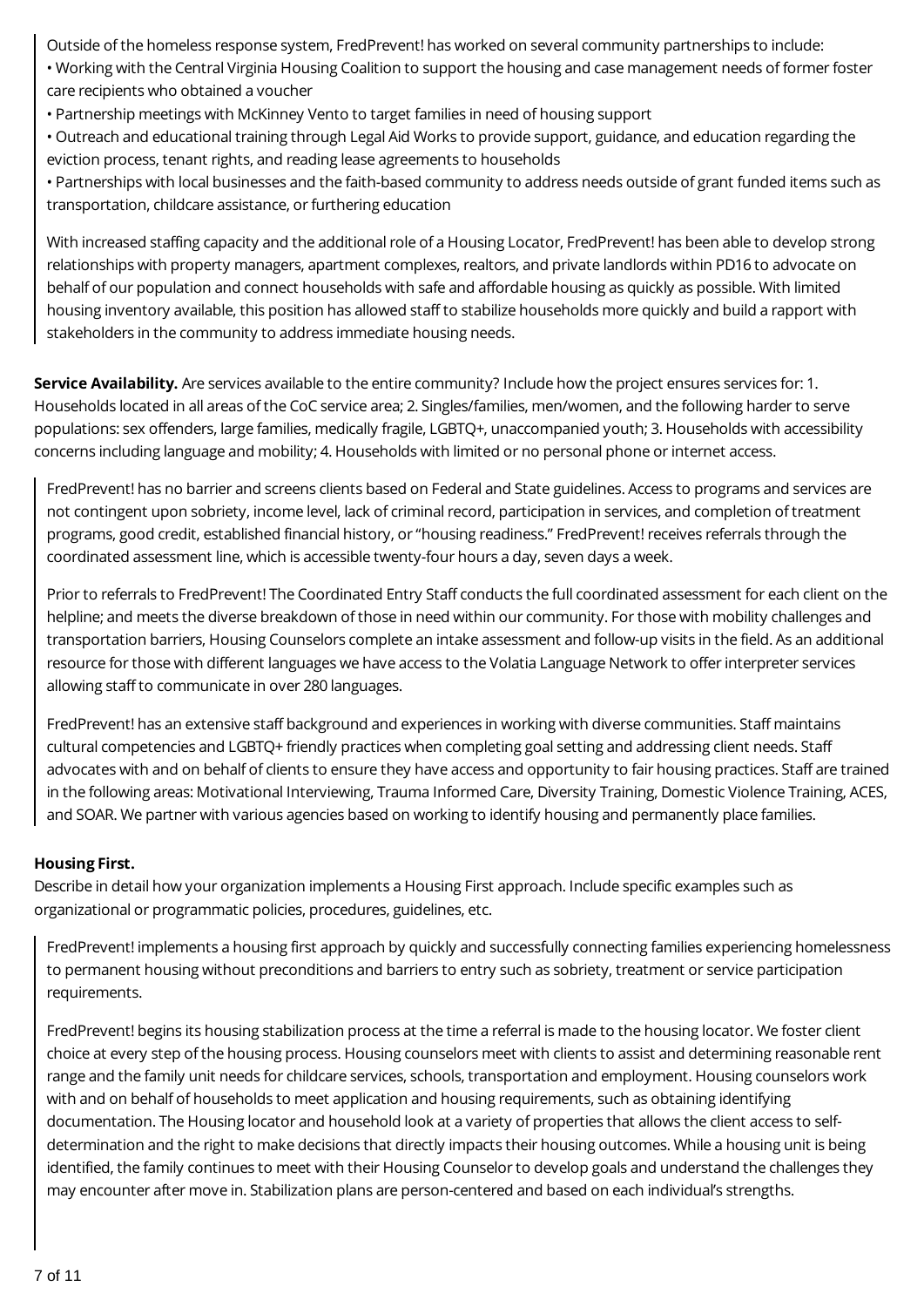Outside of the homeless response system, FredPrevent! has worked on several community partnerships to include:

- Working with the Central Virginia Housing Coalition to support the housing and case management needs of former foster care recipients who obtained a voucher
- Partnership meetings with McKinney Vento to target families in need of housing support
- Outreach and educational training through Legal Aid Works to provide support, guidance, and education regarding the eviction process, tenant rights, and reading lease agreements to households
- Partnerships with local businesses and the faith-based community to address needs outside of grant funded items such as transportation, childcare assistance, or furthering education

With increased staffing capacity and the additional role of a Housing Locator, FredPrevent! has been able to develop strong relationships with property managers, apartment complexes, realtors, and private landlords within PD16 to advocate on behalf of our population and connect households with safe and affordable housing as quickly as possible. With limited housing inventory available, this position has allowed staff to stabilize households more quickly and build a rapport with stakeholders in the community to address immediate housing needs.

**Service Availability.** Are services available to the entire community? Include how the project ensures services for: 1. Households located in all areas of the CoC service area; 2. Singles/families, men/women, and the following harder to serve populations: sex offenders, large families, medically fragile, LGBTQ+, unaccompanied youth; 3. Households with accessibility concerns including language and mobility; 4. Households with limited or no personal phone or internet access.

FredPrevent! has no barrier and screens clients based on Federal and State guidelines. Access to programs and services are not contingent upon sobriety, income level, lack of criminal record, participation in services, and completion of treatment programs, good credit, established financial history, or "housing readiness." FredPrevent! receives referrals through the coordinated assessment line, which is accessible twenty-four hours a day, seven days a week.

Prior to referrals to FredPrevent! The Coordinated Entry Staff conducts the full coordinated assessment for each client on the helpline; and meets the diverse breakdown of those in need within our community. For those with mobility challenges and transportation barriers, Housing Counselors complete an intake assessment and follow-up visits in the field. As an additional resource for those with different languages we have access to the Volatia Language Network to offer interpreter services allowing staff to communicate in over 280 languages.

FredPrevent! has an extensive staff background and experiences in working with diverse communities. Staff maintains cultural competencies and LGBTQ+ friendly practices when completing goal setting and addressing client needs. Staff advocates with and on behalf of clients to ensure they have access and opportunity to fair housing practices. Staff are trained in the following areas: Motivational Interviewing, Trauma Informed Care, Diversity Training, Domestic Violence Training, ACES, and SOAR. We partner with various agencies based on working to identify housing and permanently place families.

**Housing First.**

Describe in detail how your organization implements a Housing First approach. Include specific examples such as organizational or programmatic policies, procedures, guidelines, etc.

FredPrevent! implements a housing first approach by quickly and successfully connecting families experiencing homelessness to permanent housing without preconditions and barriers to entry such as sobriety, treatment or service participation requirements.

FredPrevent! begins its housing stabilization process at the time a referral is made to the housing locator. We foster client choice at every step of the housing process. Housing counselors meet with clients to assist and determining reasonable rent range and the family unit needs for childcare services, schools, transportation and employment. Housing counselors work with and on behalf of households to meet application and housing requirements, such as obtaining identifying documentation. The Housing locator and household look at a variety of properties that allows the client access to self-determination and the right to make decisions that directly impacts their housing outcomes. While a housing unit is being identified, the family continues to meet with their Housing Counselor to develop goals and understand the challenges they may encounter after move in. Stabilization plans are person-centered and based on each individual's strengths.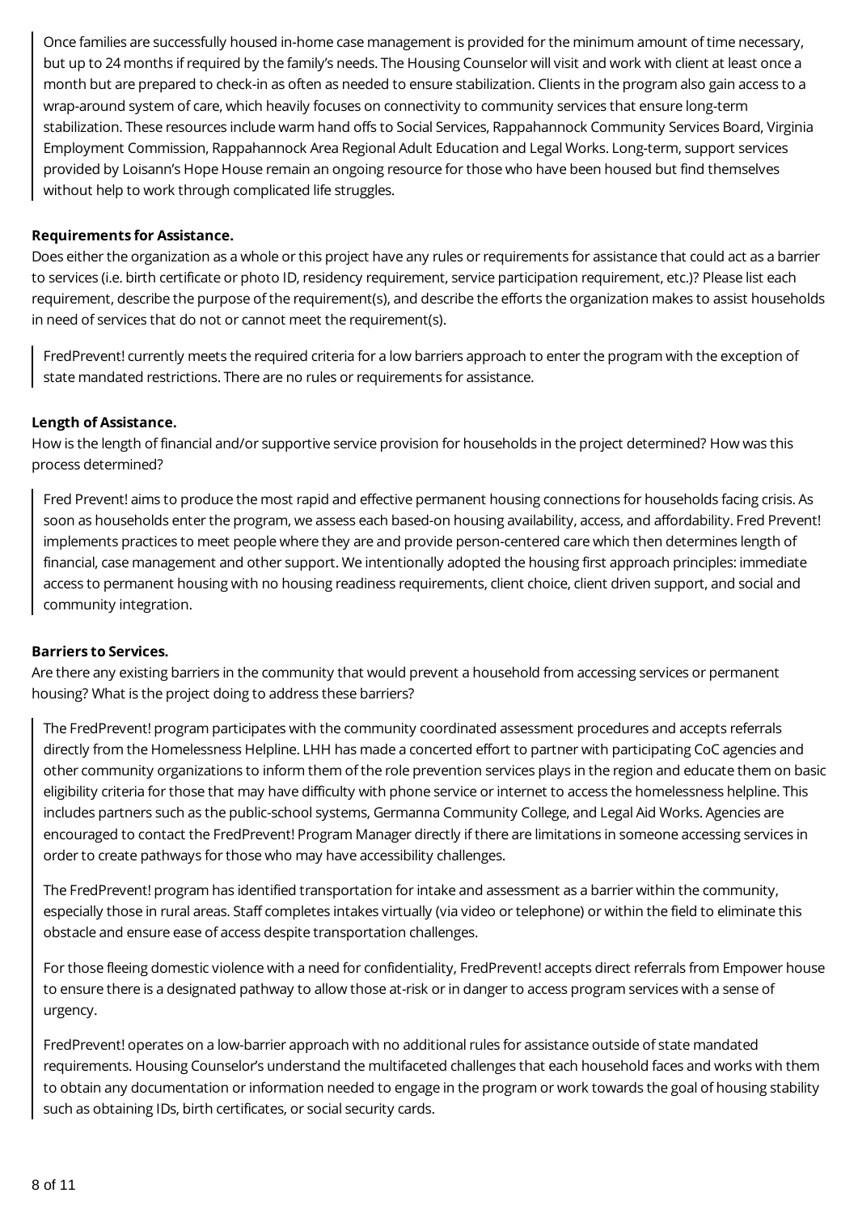Once families are successfully housed in-home case management is provided for the minimum amount of time necessary, but up to 24 months if required by the family's needs. The Housing Counselor will visit and work with client at least once a month but are prepared to check-in as often as needed to ensure stabilization. Clients in the program also gain access to a wrap-around system of care, which heavily focuses on connectivity to community services that ensure long-term stabilization. These resources include warm hand offs to Social Services, Rappahannock Community Services Board, Virginia Employment Commission, Rappahannock Area Regional Adult Education and Legal Works. Long-term, support services provided by Loisann's Hope House remain an ongoing resource for those who have been housed but find themselves without help to work through complicated life struggles.

**Requirements for Assistance.**

Does either the organization as a whole or this project have any rules or requirements for assistance that could act as a barrier to services (i.e. birth certificate or photo ID, residency requirement, service participation requirement, etc.)? Please list each requirement, describe the purpose of the requirement(s), and describe the efforts the organization makes to assist households in need of services that do not or cannot meet the requirement(s).

FredPrevent! currently meets the required criteria for a low barriers approach to enter the program with the exception of state mandated restrictions. There are no rules or requirements for assistance.

**Length of Assistance.**

How is the length of financial and/or supportive service provision for households in the project determined? How was this process determined?

Fred Prevent! aims to produce the most rapid and effective permanent housing connections for households facing crisis. As soon as households enter the program, we assess each based-on housing availability, access, and affordability. Fred Prevent! implements practices to meet people where they are and provide person-centered care which then determines length of financial, case management and other support. We intentionally adopted the housing first approach principles: immediate access to permanent housing with no housing readiness requirements, client choice, client driven support, and social and community integration.

**Barriers to Services.**

Are there any existing barriers in the community that would prevent a household from accessing services or permanent housing? What is the project doing to address these barriers?

The FredPrevent! program participates with the community coordinated assessment procedures and accepts referrals directly from the Homelessness Helpline. LHH has made a concerted effort to partner with participating CoC agencies and other community organizations to inform them of the role prevention services plays in the region and educate them on basic eligibility criteria for those that may have difficulty with phone service or internet to access the homelessness helpline. This includes partners such as the public-school systems, Germanna Community College, and Legal Aid Works. Agencies are encouraged to contact the FredPrevent! Program Manager directly if there are limitations in someone accessing services in order to create pathways for those who may have accessibility challenges.

The FredPrevent! program has identified transportation for intake and assessment as a barrier within the community, especially those in rural areas. Staff completes intakes virtually (via video or telephone) or within the field to eliminate this obstacle and ensure ease of access despite transportation challenges.

For those fleeing domestic violence with a need for confidentiality, FredPrevent! accepts direct referrals from Empower house to ensure there is a designated pathway to allow those at-risk or in danger to access program services with a sense of urgency.

FredPrevent! operates on a low-barrier approach with no additional rules for assistance outside of state mandated requirements. Housing Counselor's understand the multifaceted challenges that each household faces and works with them to obtain any documentation or information needed to engage in the program or work towards the goal of housing stability such as obtaining IDs, birth certificates, or social security cards.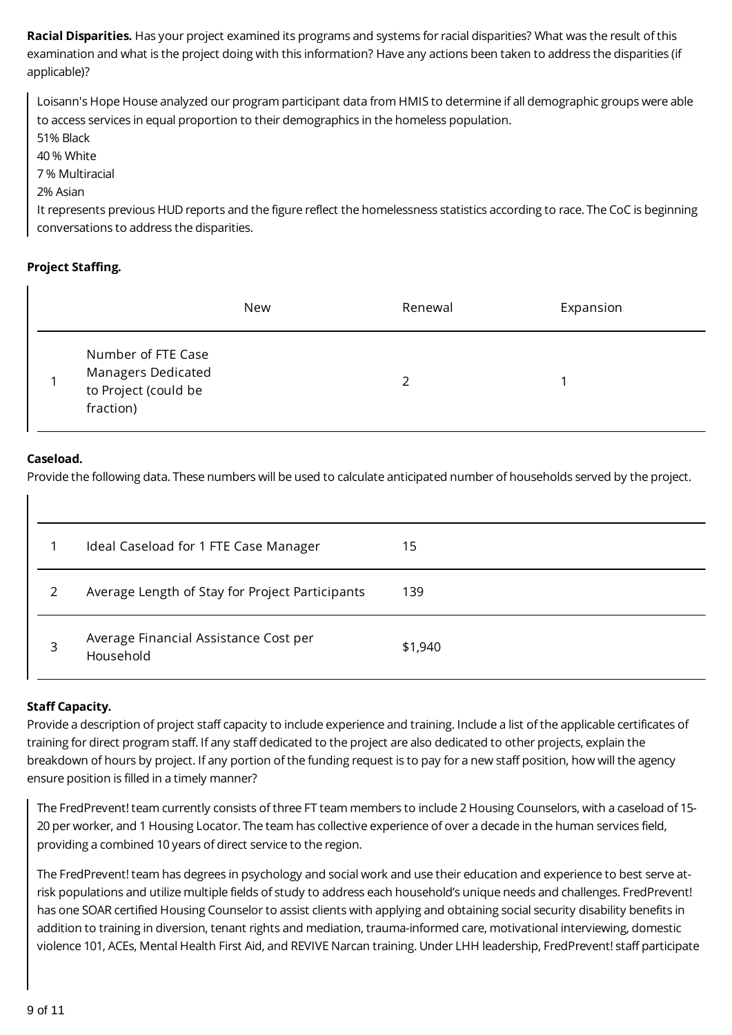**Racial Disparities.** Has your project examined its programs and systems for racial disparities? What was the result of this examination and what is the project doing with this information? Have any actions been taken to address the disparities (if applicable)?

> Loisann's Hope House analyzed our program participant data from HMIS to determine if all demographic groups were able to access services in equal proportion to their demographics in the homeless population.
> 51% Black
> 40 % White
> 7 % Multiracial
> 2% Asian
> It represents previous HUD reports and the figure reflect the homelessness statistics according to race. The CoC is beginning conversations to address the disparities.

**Project Staffing.**

| | | New | Renewal | Expansion |
|---|---|---|---|---|
| 1 | Number of FTE Case Managers Dedicated to Project (could be fraction) | | 2 | 1 |

**Caseload.**

Provide the following data. These numbers will be used to calculate anticipated number of households served by the project.

| | | |
|---|---|---|
| 1 | Ideal Caseload for 1 FTE Case Manager | 15 |
| 2 | Average Length of Stay for Project Participants | 139 |
| 3 | Average Financial Assistance Cost per Household | $1,940 |

**Staff Capacity.**

Provide a description of project staff capacity to include experience and training. Include a list of the applicable certificates of training for direct program staff. If any staff dedicated to the project are also dedicated to other projects, explain the breakdown of hours by project. If any portion of the funding request is to pay for a new staff position, how will the agency ensure position is filled in a timely manner?

> The FredPrevent! team currently consists of three FT team members to include 2 Housing Counselors, with a caseload of 15-20 per worker, and 1 Housing Locator. The team has collective experience of over a decade in the human services field, providing a combined 10 years of direct service to the region.
>
> The FredPrevent! team has degrees in psychology and social work and use their education and experience to best serve at-risk populations and utilize multiple fields of study to address each household's unique needs and challenges. FredPrevent! has one SOAR certified Housing Counselor to assist clients with applying and obtaining social security disability benefits in addition to training in diversion, tenant rights and mediation, trauma-informed care, motivational interviewing, domestic violence 101, ACEs, Mental Health First Aid, and REVIVE Narcan training. Under LHH leadership, FredPrevent! staff participate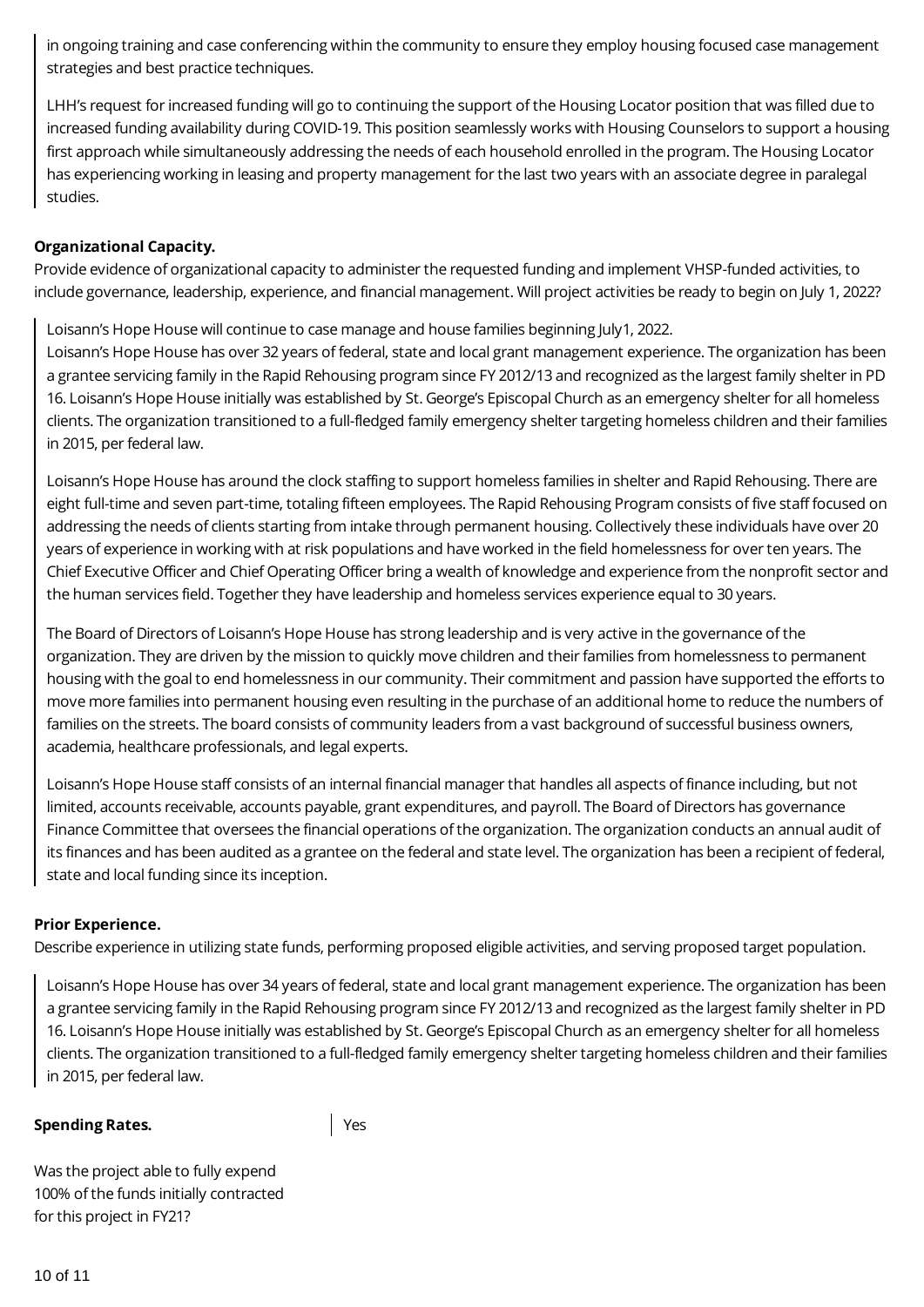in ongoing training and case conferencing within the community to ensure they employ housing focused case management strategies and best practice techniques.

LHH's request for increased funding will go to continuing the support of the Housing Locator position that was filled due to increased funding availability during COVID-19. This position seamlessly works with Housing Counselors to support a housing first approach while simultaneously addressing the needs of each household enrolled in the program. The Housing Locator has experiencing working in leasing and property management for the last two years with an associate degree in paralegal studies.

**Organizational Capacity.**

Provide evidence of organizational capacity to administer the requested funding and implement VHSP-funded activities, to include governance, leadership, experience, and financial management. Will project activities be ready to begin on July 1, 2022?

Loisann's Hope House will continue to case manage and house families beginning July1, 2022.
Loisann's Hope House has over 32 years of federal, state and local grant management experience. The organization has been a grantee servicing family in the Rapid Rehousing program since FY 2012/13 and recognized as the largest family shelter in PD 16. Loisann's Hope House initially was established by St. George's Episcopal Church as an emergency shelter for all homeless clients. The organization transitioned to a full-fledged family emergency shelter targeting homeless children and their families in 2015, per federal law.

Loisann's Hope House has around the clock staffing to support homeless families in shelter and Rapid Rehousing. There are eight full-time and seven part-time, totaling fifteen employees. The Rapid Rehousing Program consists of five staff focused on addressing the needs of clients starting from intake through permanent housing. Collectively these individuals have over 20 years of experience in working with at risk populations and have worked in the field homelessness for over ten years. The Chief Executive Officer and Chief Operating Officer bring a wealth of knowledge and experience from the nonprofit sector and the human services field. Together they have leadership and homeless services experience equal to 30 years.

The Board of Directors of Loisann's Hope House has strong leadership and is very active in the governance of the organization. They are driven by the mission to quickly move children and their families from homelessness to permanent housing with the goal to end homelessness in our community. Their commitment and passion have supported the efforts to move more families into permanent housing even resulting in the purchase of an additional home to reduce the numbers of families on the streets. The board consists of community leaders from a vast background of successful business owners, academia, healthcare professionals, and legal experts.

Loisann's Hope House staff consists of an internal financial manager that handles all aspects of finance including, but not limited, accounts receivable, accounts payable, grant expenditures, and payroll. The Board of Directors has governance Finance Committee that oversees the financial operations of the organization. The organization conducts an annual audit of its finances and has been audited as a grantee on the federal and state level. The organization has been a recipient of federal, state and local funding since its inception.

**Prior Experience.**

Describe experience in utilizing state funds, performing proposed eligible activities, and serving proposed target population.

Loisann's Hope House has over 34 years of federal, state and local grant management experience. The organization has been a grantee servicing family in the Rapid Rehousing program since FY 2012/13 and recognized as the largest family shelter in PD 16. Loisann's Hope House initially was established by St. George's Episcopal Church as an emergency shelter for all homeless clients. The organization transitioned to a full-fledged family emergency shelter targeting homeless children and their families in 2015, per federal law.

**Spending Rates.**

Was the project able to fully expend 100% of the funds initially contracted for this project in FY21?

Yes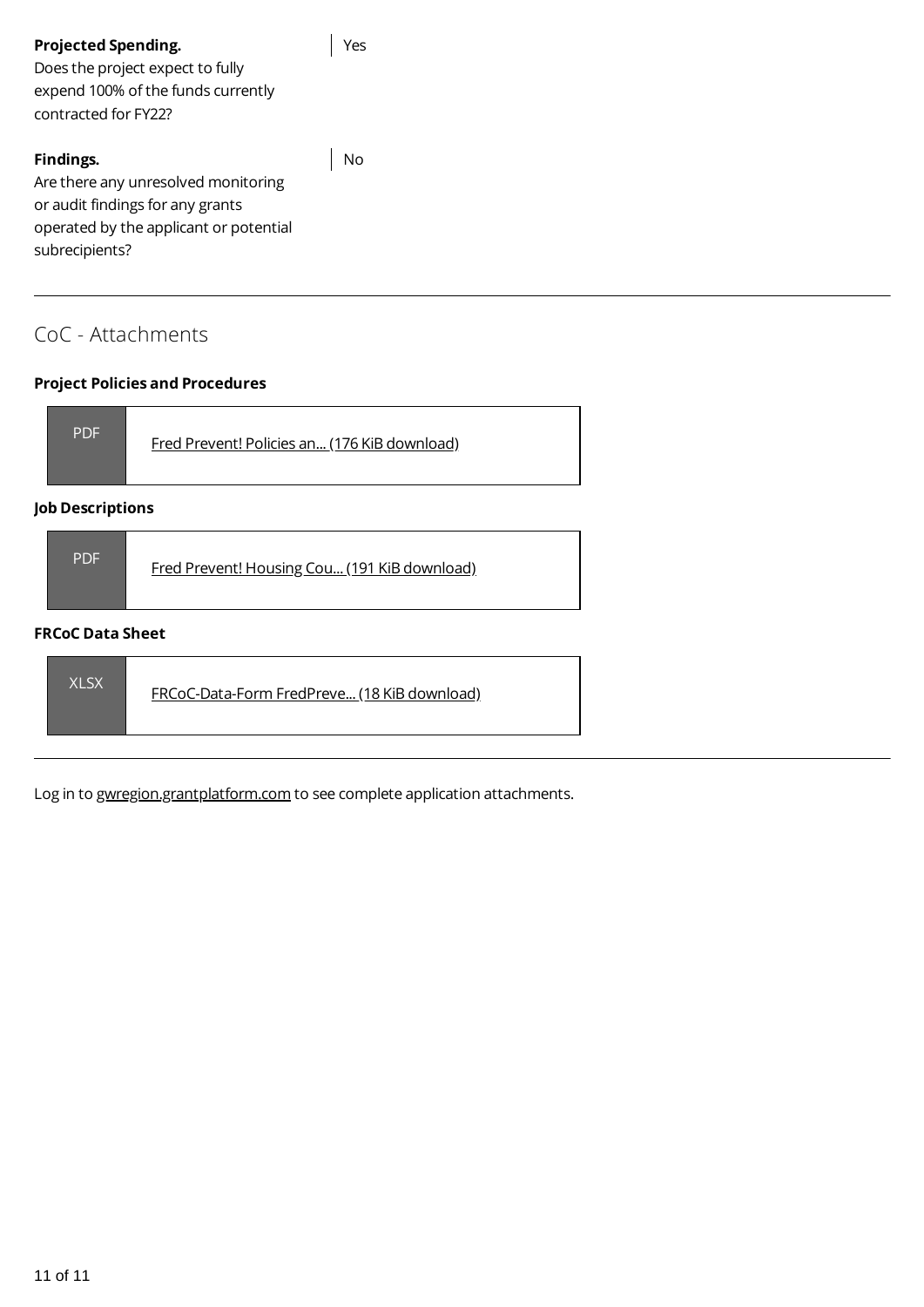**Projected Spending.**
Does the project expect to fully expend 100% of the funds currently contracted for FY22?

Yes

**Findings.**
Are there any unresolved monitoring or audit findings for any grants operated by the applicant or potential subrecipients?

No

---

## CoC - Attachments

**Project Policies and Procedures**

PDF — Fred Prevent! Policies an... (176 KiB download)

**Job Descriptions**

PDF — Fred Prevent! Housing Cou... (191 KiB download)

**FRCoC Data Sheet**

XLSX — FRCoC-Data-Form FredPreve... (18 KiB download)

---

Log in to gwregion.grantplatform.com to see complete application attachments.